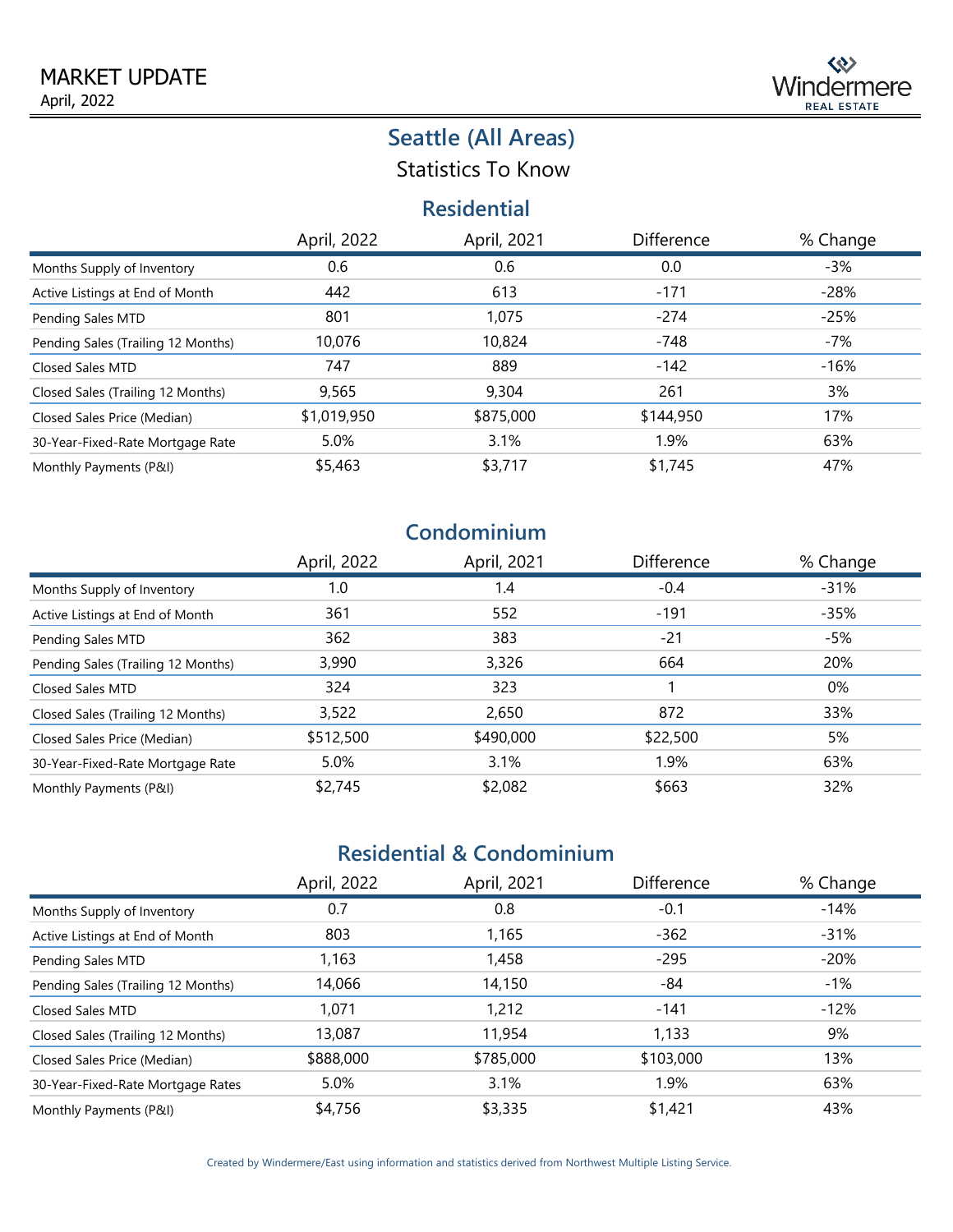# MARKET UPDATE

April, 2022

Windermere REAL ESTATE

## Seattle (All Areas)

Statistics To Know

### Residential

| | April, 2022 | April, 2021 | Difference | % Change |
|---|---|---|---|---|
| Months Supply of Inventory | 0.6 | 0.6 | 0.0 | -3% |
| Active Listings at End of Month | 442 | 613 | -171 | -28% |
| Pending Sales MTD | 801 | 1,075 | -274 | -25% |
| Pending Sales (Trailing 12 Months) | 10,076 | 10,824 | -748 | -7% |
| Closed Sales MTD | 747 | 889 | -142 | -16% |
| Closed Sales (Trailing 12 Months) | 9,565 | 9,304 | 261 | 3% |
| Closed Sales Price (Median) | $1,019,950 | $875,000 | $144,950 | 17% |
| 30-Year-Fixed-Rate Mortgage Rate | 5.0% | 3.1% | 1.9% | 63% |
| Monthly Payments (P&I) | $5,463 | $3,717 | $1,745 | 47% |

### Condominium

| | April, 2022 | April, 2021 | Difference | % Change |
|---|---|---|---|---|
| Months Supply of Inventory | 1.0 | 1.4 | -0.4 | -31% |
| Active Listings at End of Month | 361 | 552 | -191 | -35% |
| Pending Sales MTD | 362 | 383 | -21 | -5% |
| Pending Sales (Trailing 12 Months) | 3,990 | 3,326 | 664 | 20% |
| Closed Sales MTD | 324 | 323 | 1 | 0% |
| Closed Sales (Trailing 12 Months) | 3,522 | 2,650 | 872 | 33% |
| Closed Sales Price (Median) | $512,500 | $490,000 | $22,500 | 5% |
| 30-Year-Fixed-Rate Mortgage Rate | 5.0% | 3.1% | 1.9% | 63% |
| Monthly Payments (P&I) | $2,745 | $2,082 | $663 | 32% |

### Residential & Condominium

| | April, 2022 | April, 2021 | Difference | % Change |
|---|---|---|---|---|
| Months Supply of Inventory | 0.7 | 0.8 | -0.1 | -14% |
| Active Listings at End of Month | 803 | 1,165 | -362 | -31% |
| Pending Sales MTD | 1,163 | 1,458 | -295 | -20% |
| Pending Sales (Trailing 12 Months) | 14,066 | 14,150 | -84 | -1% |
| Closed Sales MTD | 1,071 | 1,212 | -141 | -12% |
| Closed Sales (Trailing 12 Months) | 13,087 | 11,954 | 1,133 | 9% |
| Closed Sales Price (Median) | $888,000 | $785,000 | $103,000 | 13% |
| 30-Year-Fixed-Rate Mortgage Rates | 5.0% | 3.1% | 1.9% | 63% |
| Monthly Payments (P&I) | $4,756 | $3,335 | $1,421 | 43% |

Created by Windermere/East using information and statistics derived from Northwest Multiple Listing Service.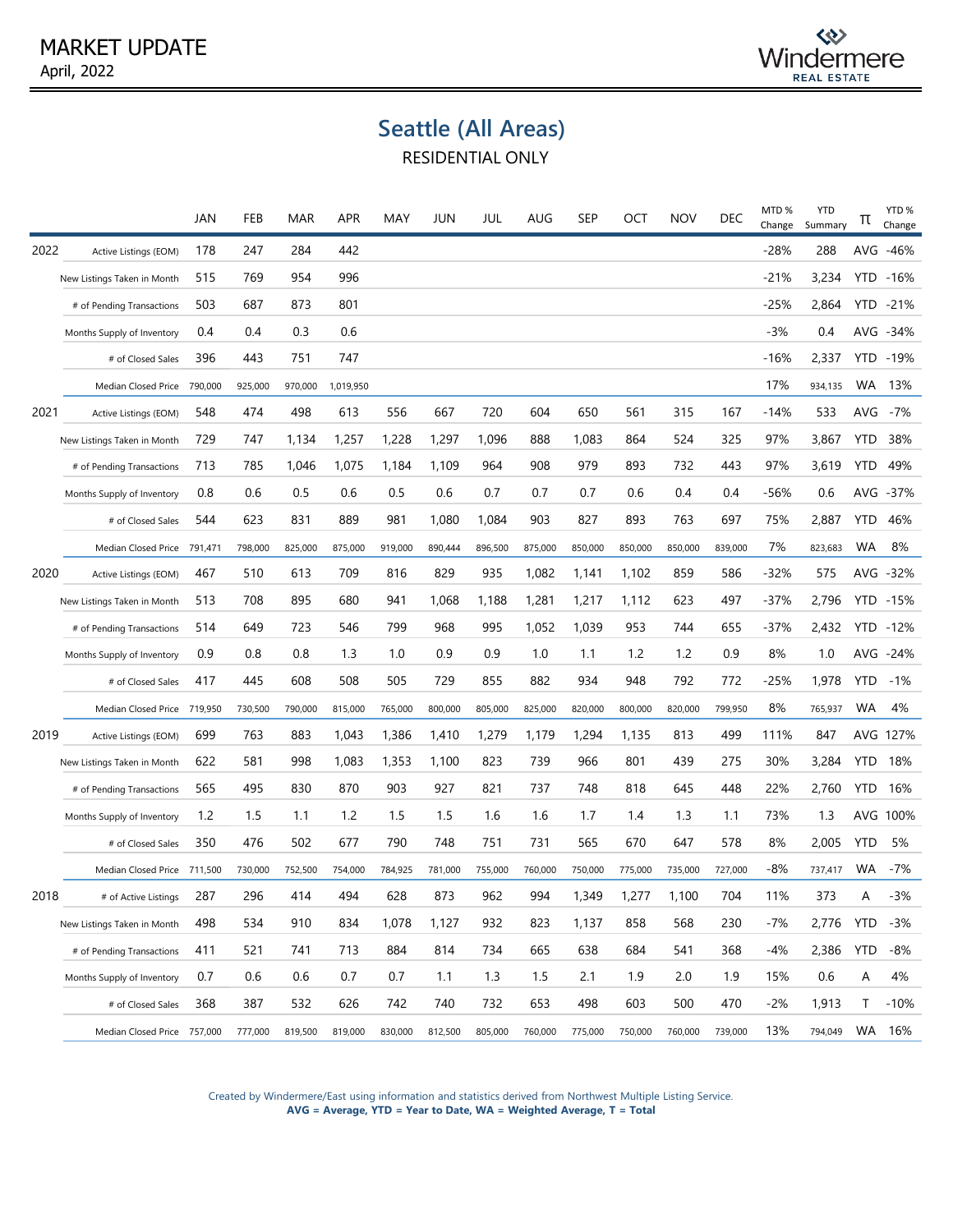MARKET UPDATE
April, 2022

# Seattle (All Areas)

RESIDENTIAL ONLY

| | | JAN | FEB | MAR | APR | MAY | JUN | JUL | AUG | SEP | OCT | NOV | DEC | MTD % Change | YTD Summary | π | YTD % Change |
|---|---|---|---|---|---|---|---|---|---|---|---|---|---|---|---|---|---|
| 2022 | Active Listings (EOM) | 178 | 247 | 284 | 442 | | | | | | | | | -28% | 288 | AVG | -46% |
| | New Listings Taken in Month | 515 | 769 | 954 | 996 | | | | | | | | | -21% | 3,234 | YTD | -16% |
| | # of Pending Transactions | 503 | 687 | 873 | 801 | | | | | | | | | -25% | 2,864 | YTD | -21% |
| | Months Supply of Inventory | 0.4 | 0.4 | 0.3 | 0.6 | | | | | | | | | -3% | 0.4 | AVG | -34% |
| | # of Closed Sales | 396 | 443 | 751 | 747 | | | | | | | | | -16% | 2,337 | YTD | -19% |
| | Median Closed Price | 790,000 | 925,000 | 970,000 | 1,019,950 | | | | | | | | | 17% | 934,135 | WA | 13% |
| 2021 | Active Listings (EOM) | 548 | 474 | 498 | 613 | 556 | 667 | 720 | 604 | 650 | 561 | 315 | 167 | -14% | 533 | AVG | -7% |
| | New Listings Taken in Month | 729 | 747 | 1,134 | 1,257 | 1,228 | 1,297 | 1,096 | 888 | 1,083 | 864 | 524 | 325 | 97% | 3,867 | YTD | 38% |
| | # of Pending Transactions | 713 | 785 | 1,046 | 1,075 | 1,184 | 1,109 | 964 | 908 | 979 | 893 | 732 | 443 | 97% | 3,619 | YTD | 49% |
| | Months Supply of Inventory | 0.8 | 0.6 | 0.5 | 0.6 | 0.5 | 0.6 | 0.7 | 0.7 | 0.7 | 0.6 | 0.4 | 0.4 | -56% | 0.6 | AVG | -37% |
| | # of Closed Sales | 544 | 623 | 831 | 889 | 981 | 1,080 | 1,084 | 903 | 827 | 893 | 763 | 697 | 75% | 2,887 | YTD | 46% |
| | Median Closed Price | 791,471 | 798,000 | 825,000 | 875,000 | 919,000 | 890,444 | 896,500 | 875,000 | 850,000 | 850,000 | 850,000 | 839,000 | 7% | 823,683 | WA | 8% |
| 2020 | Active Listings (EOM) | 467 | 510 | 613 | 709 | 816 | 829 | 935 | 1,082 | 1,141 | 1,102 | 859 | 586 | -32% | 575 | AVG | -32% |
| | New Listings Taken in Month | 513 | 708 | 895 | 680 | 941 | 1,068 | 1,188 | 1,281 | 1,217 | 1,112 | 623 | 497 | -37% | 2,796 | YTD | -15% |
| | # of Pending Transactions | 514 | 649 | 723 | 546 | 799 | 968 | 995 | 1,052 | 1,039 | 953 | 744 | 655 | -37% | 2,432 | YTD | -12% |
| | Months Supply of Inventory | 0.9 | 0.8 | 0.8 | 1.3 | 1.0 | 0.9 | 0.9 | 1.0 | 1.1 | 1.2 | 1.2 | 0.9 | 8% | 1.0 | AVG | -24% |
| | # of Closed Sales | 417 | 445 | 608 | 508 | 505 | 729 | 855 | 882 | 934 | 948 | 792 | 772 | -25% | 1,978 | YTD | -1% |
| | Median Closed Price | 719,950 | 730,500 | 790,000 | 815,000 | 765,000 | 800,000 | 805,000 | 825,000 | 820,000 | 800,000 | 820,000 | 799,950 | 8% | 765,937 | WA | 4% |
| 2019 | Active Listings (EOM) | 699 | 763 | 883 | 1,043 | 1,386 | 1,410 | 1,279 | 1,179 | 1,294 | 1,135 | 813 | 499 | 111% | 847 | AVG | 127% |
| | New Listings Taken in Month | 622 | 581 | 998 | 1,083 | 1,353 | 1,100 | 823 | 739 | 966 | 801 | 439 | 275 | 30% | 3,284 | YTD | 18% |
| | # of Pending Transactions | 565 | 495 | 830 | 870 | 903 | 927 | 821 | 737 | 748 | 818 | 645 | 448 | 22% | 2,760 | YTD | 16% |
| | Months Supply of Inventory | 1.2 | 1.5 | 1.1 | 1.2 | 1.5 | 1.5 | 1.6 | 1.6 | 1.7 | 1.4 | 1.3 | 1.1 | 73% | 1.3 | AVG | 100% |
| | # of Closed Sales | 350 | 476 | 502 | 677 | 790 | 748 | 751 | 731 | 565 | 670 | 647 | 578 | 8% | 2,005 | YTD | 5% |
| | Median Closed Price | 711,500 | 730,000 | 752,500 | 754,000 | 784,925 | 781,000 | 755,000 | 760,000 | 750,000 | 775,000 | 735,000 | 727,000 | -8% | 737,417 | WA | -7% |
| 2018 | # of Active Listings | 287 | 296 | 414 | 494 | 628 | 873 | 962 | 994 | 1,349 | 1,277 | 1,100 | 704 | 11% | 373 | A | -3% |
| | New Listings Taken in Month | 498 | 534 | 910 | 834 | 1,078 | 1,127 | 932 | 823 | 1,137 | 858 | 568 | 230 | -7% | 2,776 | YTD | -3% |
| | # of Pending Transactions | 411 | 521 | 741 | 713 | 884 | 814 | 734 | 665 | 638 | 684 | 541 | 368 | -4% | 2,386 | YTD | -8% |
| | Months Supply of Inventory | 0.7 | 0.6 | 0.6 | 0.7 | 0.7 | 1.1 | 1.3 | 1.5 | 2.1 | 1.9 | 2.0 | 1.9 | 15% | 0.6 | A | 4% |
| | # of Closed Sales | 368 | 387 | 532 | 626 | 742 | 740 | 732 | 653 | 498 | 603 | 500 | 470 | -2% | 1,913 | T | -10% |
| | Median Closed Price | 757,000 | 777,000 | 819,500 | 819,000 | 830,000 | 812,500 | 805,000 | 760,000 | 775,000 | 750,000 | 760,000 | 739,000 | 13% | 794,049 | WA | 16% |

Created by Windermere/East using information and statistics derived from Northwest Multiple Listing Service.
**AVG = Average, YTD = Year to Date, WA = Weighted Average, T = Total**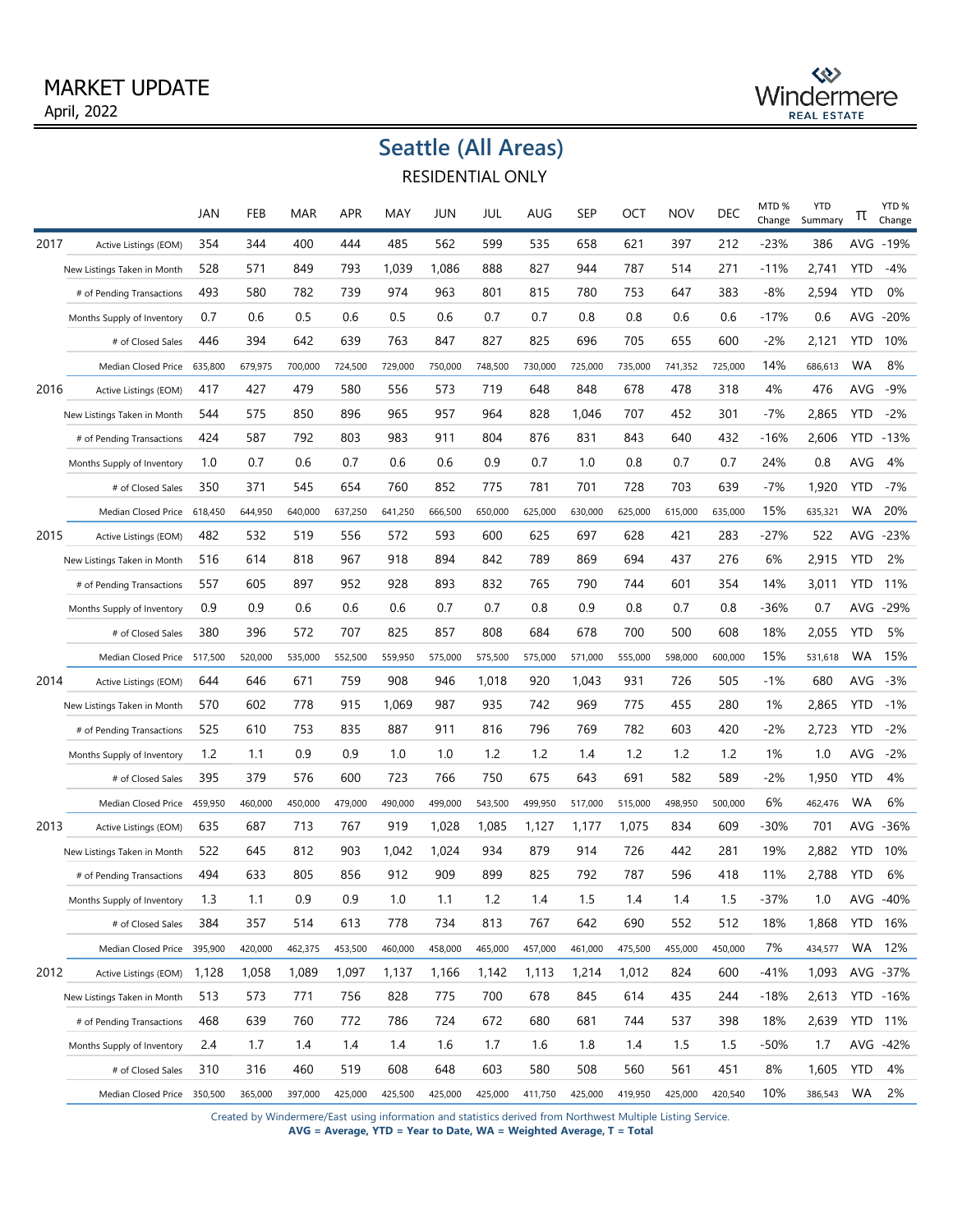# MARKET UPDATE

April, 2022

Windermere REAL ESTATE

## Seattle (All Areas)

### RESIDENTIAL ONLY

| | | JAN | FEB | MAR | APR | MAY | JUN | JUL | AUG | SEP | OCT | NOV | DEC | MTD % Change | YTD Summary | π | YTD % Change |
|---|---|---|---|---|---|---|---|---|---|---|---|---|---|---|---|---|---|
| 2017 | Active Listings (EOM) | 354 | 344 | 400 | 444 | 485 | 562 | 599 | 535 | 658 | 621 | 397 | 212 | -23% | 386 | AVG | -19% |
| | New Listings Taken in Month | 528 | 571 | 849 | 793 | 1,039 | 1,086 | 888 | 827 | 944 | 787 | 514 | 271 | -11% | 2,741 | YTD | -4% |
| | # of Pending Transactions | 493 | 580 | 782 | 739 | 974 | 963 | 801 | 815 | 780 | 753 | 647 | 383 | -8% | 2,594 | YTD | 0% |
| | Months Supply of Inventory | 0.7 | 0.6 | 0.5 | 0.6 | 0.5 | 0.6 | 0.7 | 0.7 | 0.8 | 0.8 | 0.6 | 0.6 | -17% | 0.6 | AVG | -20% |
| | # of Closed Sales | 446 | 394 | 642 | 639 | 763 | 847 | 827 | 825 | 696 | 705 | 655 | 600 | -2% | 2,121 | YTD | 10% |
| | Median Closed Price | 635,800 | 679,975 | 700,000 | 724,500 | 729,000 | 750,000 | 748,500 | 730,000 | 725,000 | 735,000 | 741,352 | 725,000 | 14% | 686,613 | WA | 8% |
| 2016 | Active Listings (EOM) | 417 | 427 | 479 | 580 | 556 | 573 | 719 | 648 | 848 | 678 | 478 | 318 | 4% | 476 | AVG | -9% |
| | New Listings Taken in Month | 544 | 575 | 850 | 896 | 965 | 957 | 964 | 828 | 1,046 | 707 | 452 | 301 | -7% | 2,865 | YTD | -2% |
| | # of Pending Transactions | 424 | 587 | 792 | 803 | 983 | 911 | 804 | 876 | 831 | 843 | 640 | 432 | -16% | 2,606 | YTD | -13% |
| | Months Supply of Inventory | 1.0 | 0.7 | 0.6 | 0.7 | 0.6 | 0.6 | 0.9 | 0.7 | 1.0 | 0.8 | 0.7 | 0.7 | 24% | 0.8 | AVG | 4% |
| | # of Closed Sales | 350 | 371 | 545 | 654 | 760 | 852 | 775 | 781 | 701 | 728 | 703 | 639 | -7% | 1,920 | YTD | -7% |
| | Median Closed Price | 618,450 | 644,950 | 640,000 | 637,250 | 641,250 | 666,500 | 650,000 | 625,000 | 630,000 | 625,000 | 615,000 | 635,000 | 15% | 635,321 | WA | 20% |
| 2015 | Active Listings (EOM) | 482 | 532 | 519 | 556 | 572 | 593 | 600 | 625 | 697 | 628 | 421 | 283 | -27% | 522 | AVG | -23% |
| | New Listings Taken in Month | 516 | 614 | 818 | 967 | 918 | 894 | 842 | 789 | 869 | 694 | 437 | 276 | 6% | 2,915 | YTD | 2% |
| | # of Pending Transactions | 557 | 605 | 897 | 952 | 928 | 893 | 832 | 765 | 790 | 744 | 601 | 354 | 14% | 3,011 | YTD | 11% |
| | Months Supply of Inventory | 0.9 | 0.9 | 0.6 | 0.6 | 0.6 | 0.7 | 0.7 | 0.8 | 0.9 | 0.8 | 0.7 | 0.8 | -36% | 0.7 | AVG | -29% |
| | # of Closed Sales | 380 | 396 | 572 | 707 | 825 | 857 | 808 | 684 | 678 | 700 | 500 | 608 | 18% | 2,055 | YTD | 5% |
| | Median Closed Price | 517,500 | 520,000 | 535,000 | 552,500 | 559,950 | 575,000 | 575,500 | 575,000 | 571,000 | 555,000 | 598,000 | 600,000 | 15% | 531,618 | WA | 15% |
| 2014 | Active Listings (EOM) | 644 | 646 | 671 | 759 | 908 | 946 | 1,018 | 920 | 1,043 | 931 | 726 | 505 | -1% | 680 | AVG | -3% |
| | New Listings Taken in Month | 570 | 602 | 778 | 915 | 1,069 | 987 | 935 | 742 | 969 | 775 | 455 | 280 | 1% | 2,865 | YTD | -1% |
| | # of Pending Transactions | 525 | 610 | 753 | 835 | 887 | 911 | 816 | 796 | 769 | 782 | 603 | 420 | -2% | 2,723 | YTD | -2% |
| | Months Supply of Inventory | 1.2 | 1.1 | 0.9 | 0.9 | 1.0 | 1.0 | 1.2 | 1.2 | 1.4 | 1.2 | 1.2 | 1.2 | 1% | 1.0 | AVG | -2% |
| | # of Closed Sales | 395 | 379 | 576 | 600 | 723 | 766 | 750 | 675 | 643 | 691 | 582 | 589 | -2% | 1,950 | YTD | 4% |
| | Median Closed Price | 459,950 | 460,000 | 450,000 | 479,000 | 490,000 | 499,000 | 543,500 | 499,950 | 517,000 | 515,000 | 498,950 | 500,000 | 6% | 462,476 | WA | 6% |
| 2013 | Active Listings (EOM) | 635 | 687 | 713 | 767 | 919 | 1,028 | 1,085 | 1,127 | 1,177 | 1,075 | 834 | 609 | -30% | 701 | AVG | -36% |
| | New Listings Taken in Month | 522 | 645 | 812 | 903 | 1,042 | 1,024 | 934 | 879 | 914 | 726 | 442 | 281 | 19% | 2,882 | YTD | 10% |
| | # of Pending Transactions | 494 | 633 | 805 | 856 | 912 | 909 | 899 | 825 | 792 | 787 | 596 | 418 | 11% | 2,788 | YTD | 6% |
| | Months Supply of Inventory | 1.3 | 1.1 | 0.9 | 0.9 | 1.0 | 1.1 | 1.2 | 1.4 | 1.5 | 1.4 | 1.4 | 1.5 | -37% | 1.0 | AVG | -40% |
| | # of Closed Sales | 384 | 357 | 514 | 613 | 778 | 734 | 813 | 767 | 642 | 690 | 552 | 512 | 18% | 1,868 | YTD | 16% |
| | Median Closed Price | 395,900 | 420,000 | 462,375 | 453,500 | 460,000 | 458,000 | 465,000 | 457,000 | 461,000 | 475,500 | 455,000 | 450,000 | 7% | 434,577 | WA | 12% |
| 2012 | Active Listings (EOM) | 1,128 | 1,058 | 1,089 | 1,097 | 1,137 | 1,166 | 1,142 | 1,113 | 1,214 | 1,012 | 824 | 600 | -41% | 1,093 | AVG | -37% |
| | New Listings Taken in Month | 513 | 573 | 771 | 756 | 828 | 775 | 700 | 678 | 845 | 614 | 435 | 244 | -18% | 2,613 | YTD | -16% |
| | # of Pending Transactions | 468 | 639 | 760 | 772 | 786 | 724 | 672 | 680 | 681 | 744 | 537 | 398 | 18% | 2,639 | YTD | 11% |
| | Months Supply of Inventory | 2.4 | 1.7 | 1.4 | 1.4 | 1.4 | 1.6 | 1.7 | 1.6 | 1.8 | 1.4 | 1.5 | 1.5 | -50% | 1.7 | AVG | -42% |
| | # of Closed Sales | 310 | 316 | 460 | 519 | 608 | 648 | 603 | 580 | 508 | 560 | 561 | 451 | 8% | 1,605 | YTD | 4% |
| | Median Closed Price | 350,500 | 365,000 | 397,000 | 425,000 | 425,500 | 425,000 | 425,000 | 411,750 | 425,000 | 419,950 | 425,000 | 420,540 | 10% | 386,543 | WA | 2% |

Created by Windermere/East using information and statistics derived from Northwest Multiple Listing Service.

**AVG = Average, YTD = Year to Date, WA = Weighted Average, T = Total**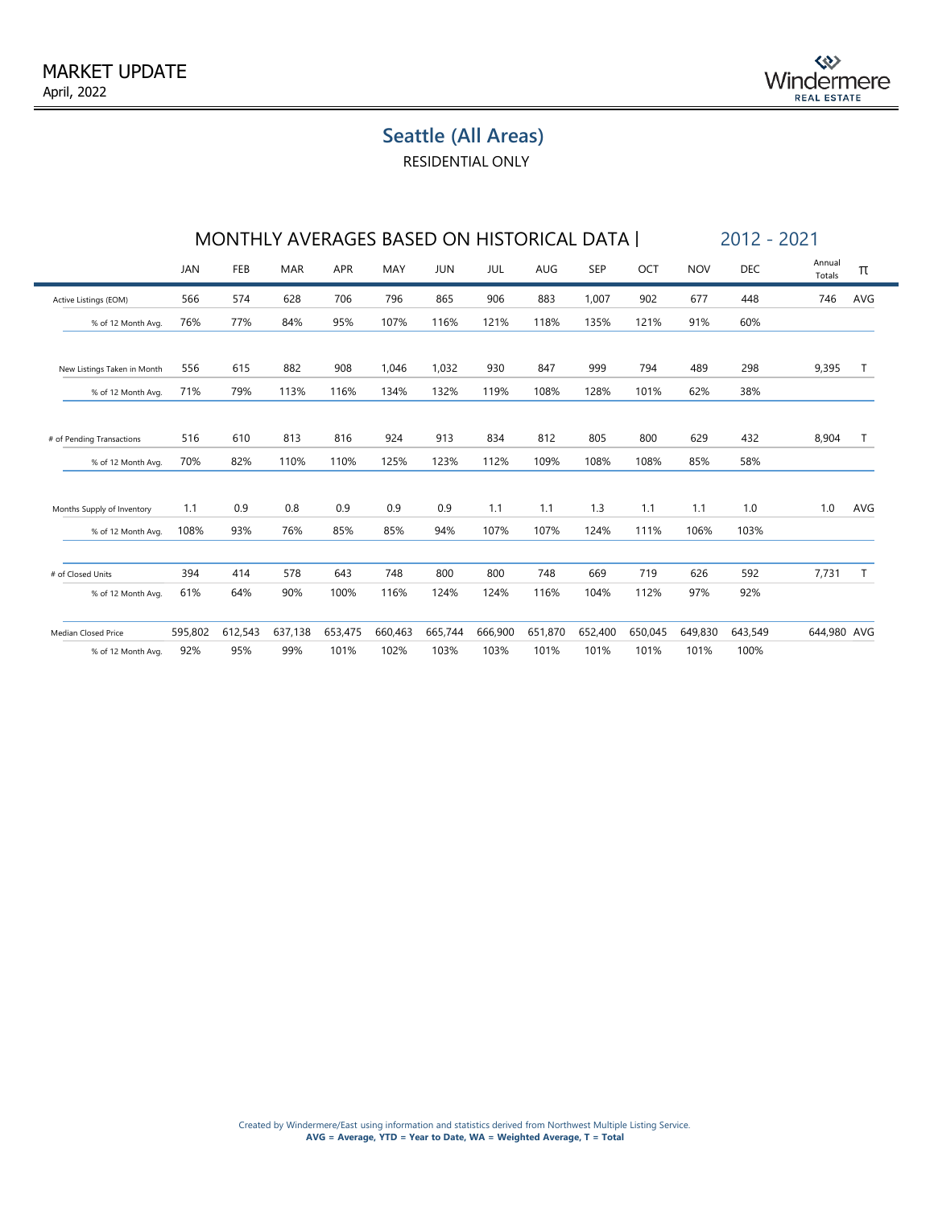MARKET UPDATE
April, 2022

## Seattle (All Areas)

RESIDENTIAL ONLY

### MONTHLY AVERAGES BASED ON HISTORICAL DATA | 2012 - 2021

| | JAN | FEB | MAR | APR | MAY | JUN | JUL | AUG | SEP | OCT | NOV | DEC | Annual Totals | π |
|---|---|---|---|---|---|---|---|---|---|---|---|---|---|---|
| Active Listings (EOM) | 566 | 574 | 628 | 706 | 796 | 865 | 906 | 883 | 1,007 | 902 | 677 | 448 | 746 | AVG |
| % of 12 Month Avg. | 76% | 77% | 84% | 95% | 107% | 116% | 121% | 118% | 135% | 121% | 91% | 60% | | |
| New Listings Taken in Month | 556 | 615 | 882 | 908 | 1,046 | 1,032 | 930 | 847 | 999 | 794 | 489 | 298 | 9,395 | T |
| % of 12 Month Avg. | 71% | 79% | 113% | 116% | 134% | 132% | 119% | 108% | 128% | 101% | 62% | 38% | | |
| # of Pending Transactions | 516 | 610 | 813 | 816 | 924 | 913 | 834 | 812 | 805 | 800 | 629 | 432 | 8,904 | T |
| % of 12 Month Avg. | 70% | 82% | 110% | 110% | 125% | 123% | 112% | 109% | 108% | 108% | 85% | 58% | | |
| Months Supply of Inventory | 1.1 | 0.9 | 0.8 | 0.9 | 0.9 | 0.9 | 1.1 | 1.1 | 1.3 | 1.1 | 1.1 | 1.0 | 1.0 | AVG |
| % of 12 Month Avg. | 108% | 93% | 76% | 85% | 85% | 94% | 107% | 107% | 124% | 111% | 106% | 103% | | |
| # of Closed Units | 394 | 414 | 578 | 643 | 748 | 800 | 800 | 748 | 669 | 719 | 626 | 592 | 7,731 | T |
| % of 12 Month Avg. | 61% | 64% | 90% | 100% | 116% | 124% | 124% | 116% | 104% | 112% | 97% | 92% | | |
| Median Closed Price | 595,802 | 612,543 | 637,138 | 653,475 | 660,463 | 665,744 | 666,900 | 651,870 | 652,400 | 650,045 | 649,830 | 643,549 | 644,980 | AVG |
| % of 12 Month Avg. | 92% | 95% | 99% | 101% | 102% | 103% | 103% | 101% | 101% | 101% | 101% | 100% | | |

Created by Windermere/East using information and statistics derived from Northwest Multiple Listing Service.
**AVG = Average, YTD = Year to Date, WA = Weighted Average, T = Total**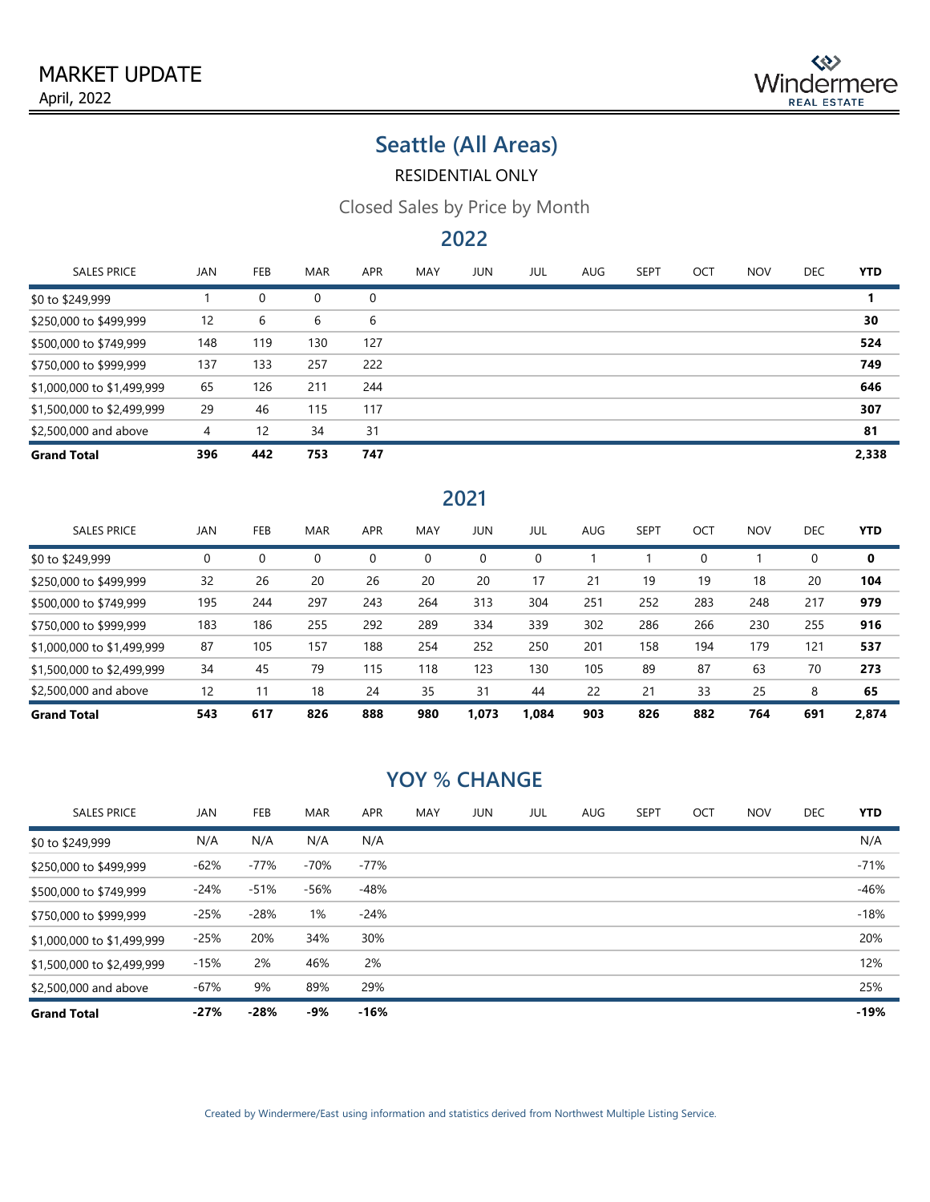MARKET UPDATE
April, 2022

Windermere REAL ESTATE

# Seattle (All Areas)

RESIDENTIAL ONLY

Closed Sales by Price by Month

## 2022

| SALES PRICE | JAN | FEB | MAR | APR | MAY | JUN | JUL | AUG | SEPT | OCT | NOV | DEC | YTD |
|---|---|---|---|---|---|---|---|---|---|---|---|---|---|
| $0 to $249,999 | 1 | 0 | 0 | 0 | | | | | | | | | **1** |
| $250,000 to $499,999 | 12 | 6 | 6 | 6 | | | | | | | | | **30** |
| $500,000 to $749,999 | 148 | 119 | 130 | 127 | | | | | | | | | **524** |
| $750,000 to $999,999 | 137 | 133 | 257 | 222 | | | | | | | | | **749** |
| $1,000,000 to $1,499,999 | 65 | 126 | 211 | 244 | | | | | | | | | **646** |
| $1,500,000 to $2,499,999 | 29 | 46 | 115 | 117 | | | | | | | | | **307** |
| $2,500,000 and above | 4 | 12 | 34 | 31 | | | | | | | | | **81** |
| **Grand Total** | **396** | **442** | **753** | **747** | | | | | | | | | **2,338** |

## 2021

| SALES PRICE | JAN | FEB | MAR | APR | MAY | JUN | JUL | AUG | SEPT | OCT | NOV | DEC | YTD |
|---|---|---|---|---|---|---|---|---|---|---|---|---|---|
| $0 to $249,999 | 0 | 0 | 0 | 0 | 0 | 0 | 0 | 1 | 1 | 0 | 1 | 0 | **0** |
| $250,000 to $499,999 | 32 | 26 | 20 | 26 | 20 | 20 | 17 | 21 | 19 | 19 | 18 | 20 | **104** |
| $500,000 to $749,999 | 195 | 244 | 297 | 243 | 264 | 313 | 304 | 251 | 252 | 283 | 248 | 217 | **979** |
| $750,000 to $999,999 | 183 | 186 | 255 | 292 | 289 | 334 | 339 | 302 | 286 | 266 | 230 | 255 | **916** |
| $1,000,000 to $1,499,999 | 87 | 105 | 157 | 188 | 254 | 252 | 250 | 201 | 158 | 194 | 179 | 121 | **537** |
| $1,500,000 to $2,499,999 | 34 | 45 | 79 | 115 | 118 | 123 | 130 | 105 | 89 | 87 | 63 | 70 | **273** |
| $2,500,000 and above | 12 | 11 | 18 | 24 | 35 | 31 | 44 | 22 | 21 | 33 | 25 | 8 | **65** |
| **Grand Total** | **543** | **617** | **826** | **888** | **980** | **1,073** | **1,084** | **903** | **826** | **882** | **764** | **691** | **2,874** |

## YOY % CHANGE

| SALES PRICE | JAN | FEB | MAR | APR | MAY | JUN | JUL | AUG | SEPT | OCT | NOV | DEC | YTD |
|---|---|---|---|---|---|---|---|---|---|---|---|---|---|
| $0 to $249,999 | N/A | N/A | N/A | N/A | | | | | | | | | N/A |
| $250,000 to $499,999 | -62% | -77% | -70% | -77% | | | | | | | | | -71% |
| $500,000 to $749,999 | -24% | -51% | -56% | -48% | | | | | | | | | -46% |
| $750,000 to $999,999 | -25% | -28% | 1% | -24% | | | | | | | | | -18% |
| $1,000,000 to $1,499,999 | -25% | 20% | 34% | 30% | | | | | | | | | 20% |
| $1,500,000 to $2,499,999 | -15% | 2% | 46% | 2% | | | | | | | | | 12% |
| $2,500,000 and above | -67% | 9% | 89% | 29% | | | | | | | | | 25% |
| **Grand Total** | **-27%** | **-28%** | **-9%** | **-16%** | | | | | | | | | **-19%** |

Created by Windermere/East using information and statistics derived from Northwest Multiple Listing Service.